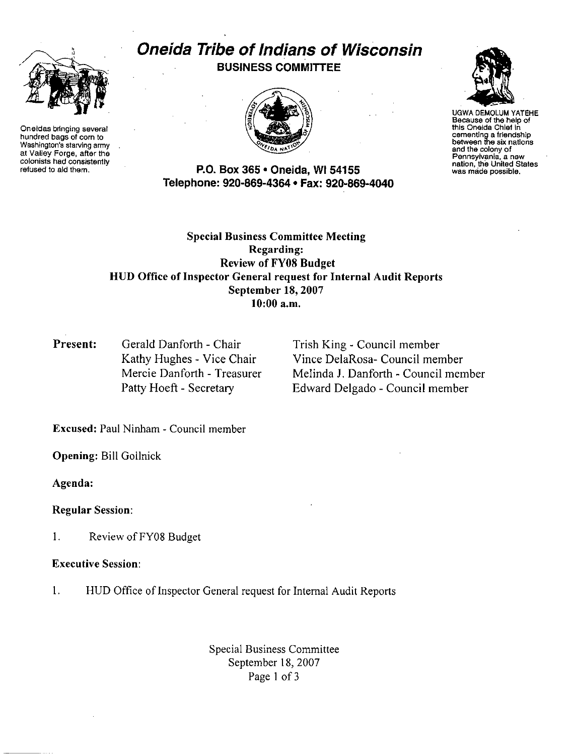# Oneida Tribe of Indians of Wisconsin

**BUSINESS COMMITTEE**

Oneidas bringing several hundred bags of corn to Washington's starving army at Valley Forge, after the colonists had consistently refused to aid them.

UGWA DEMOLUM YATEHE
Because of the help of this Oneida Chief in cementing a friendship between the six nations and the colony of Pennsylvania, a new nation, the United States was made possible.

**P.O. Box 365 • Oneida, WI 54155**
**Telephone: 920-869-4364 • Fax: 920-869-4040**

## Special Business Committee Meeting
## Regarding:
## Review of FY08 Budget
## HUD Office of Inspector General request for Internal Audit Reports
## September 18, 2007
## 10:00 a.m.

**Present:**

Gerald Danforth - Chair
Kathy Hughes - Vice Chair
Mercie Danforth - Treasurer
Patty Hoeft - Secretary
Trish King - Council member
Vince DelaRosa- Council member
Melinda J. Danforth - Council member
Edward Delgado - Council member

**Excused:** Paul Ninham - Council member

**Opening:** Bill Gollnick

**Agenda:**

**Regular Session:**

1. Review of FY08 Budget

**Executive Session:**

1. HUD Office of Inspector General request for Internal Audit Reports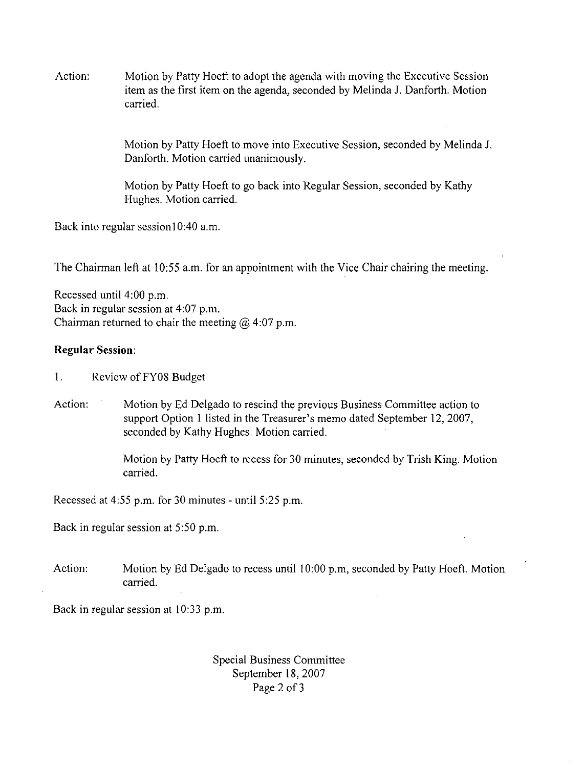Action: Motion by Patty Hoeft to adopt the agenda with moving the Executive Session item as the first item on the agenda, seconded by Melinda J. Danforth. Motion carried.

Motion by Patty Hoeft to move into Executive Session, seconded by Melinda J. Danforth. Motion carried unanimously.

Motion by Patty Hoeft to go back into Regular Session, seconded by Kathy Hughes. Motion carried.

Back into regular session10:40 a.m.

The Chairman left at 10:55 a.m. for an appointment with the Vice Chair chairing the meeting.

Recessed until 4:00 p.m.
Back in regular session at 4:07 p.m.
Chairman returned to chair the meeting @ 4:07 p.m.

**Regular Session**:

1. Review of FY08 Budget

Action: Motion by Ed Delgado to rescind the previous Business Committee action to support Option 1 listed in the Treasurer's memo dated September 12, 2007, seconded by Kathy Hughes. Motion carried.

Motion by Patty Hoeft to recess for 30 minutes, seconded by Trish King. Motion carried.

Recessed at 4:55 p.m. for 30 minutes - until 5:25 p.m.

Back in regular session at 5:50 p.m.

Action: Motion by Ed Delgado to recess until 10:00 p.m, seconded by Patty Hoeft. Motion carried.

Back in regular session at 10:33 p.m.

Special Business Committee
September 18, 2007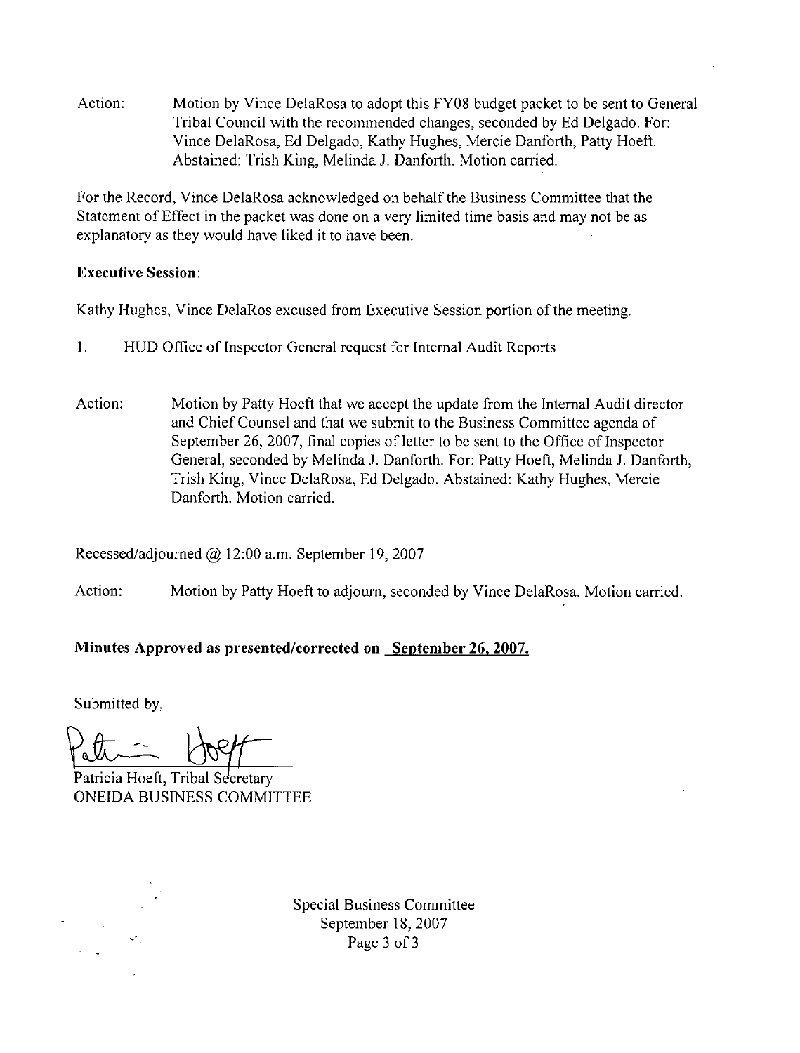Action: Motion by Vince DelaRosa to adopt this FY08 budget packet to be sent to General Tribal Council with the recommended changes, seconded by Ed Delgado. For: Vince DelaRosa, Ed Delgado, Kathy Hughes, Mercie Danforth, Patty Hoeft. Abstained: Trish King, Melinda J. Danforth. Motion carried.

For the Record, Vince DelaRosa acknowledged on behalf the Business Committee that the Statement of Effect in the packet was done on a very limited time basis and may not be as explanatory as they would have liked it to have been.

**Executive Session**:

Kathy Hughes, Vince DelaRos excused from Executive Session portion of the meeting.

1. HUD Office of Inspector General request for Internal Audit Reports

Action: Motion by Patty Hoeft that we accept the update from the Internal Audit director and Chief Counsel and that we submit to the Business Committee agenda of September 26, 2007, final copies of letter to be sent to the Office of Inspector General, seconded by Melinda J. Danforth. For: Patty Hoeft, Melinda J. Danforth, Trish King, Vince DelaRosa, Ed Delgado. Abstained: Kathy Hughes, Mercie Danforth. Motion carried.

Recessed/adjourned @ 12:00 a.m. September 19, 2007

Action: Motion by Patty Hoeft to adjourn, seconded by Vince DelaRosa. Motion carried.

**Minutes Approved as presented/corrected on September 26, 2007.**

Submitted by,

Patricia Hoeft, Tribal Secretary
ONEIDA BUSINESS COMMITTEE